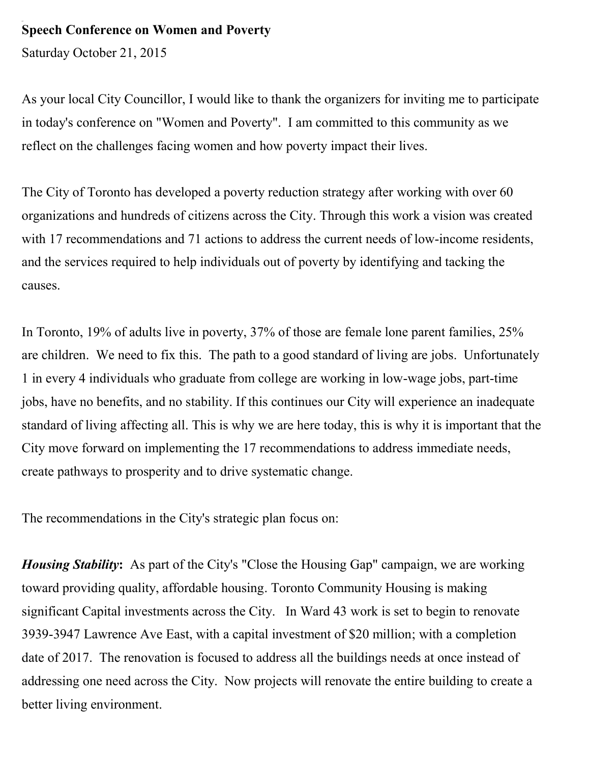**Speech Conference on Women and Poverty**

Saturday October 21, 2015

As your local City Councillor, I would like to thank the organizers for inviting me to participate in today's conference on "Women and Poverty". I am committed to this community as we reflect on the challenges facing women and how poverty impact their lives.

The City of Toronto has developed a poverty reduction strategy after working with over 60 organizations and hundreds of citizens across the City. Through this work a vision was created with 17 recommendations and 71 actions to address the current needs of low-income residents, and the services required to help individuals out of poverty by identifying and tacking the causes.

In Toronto, 19% of adults live in poverty, 37% of those are female lone parent families, 25% are children. We need to fix this. The path to a good standard of living are jobs. Unfortunately 1 in every 4 individuals who graduate from college are working in low-wage jobs, part-time jobs, have no benefits, and no stability. If this continues our City will experience an inadequate standard of living affecting all. This is why we are here today, this is why it is important that the City move forward on implementing the 17 recommendations to address immediate needs, create pathways to prosperity and to drive systematic change.

The recommendations in the City's strategic plan focus on:

***Housing Stability*****:** As part of the City's "Close the Housing Gap" campaign, we are working toward providing quality, affordable housing. Toronto Community Housing is making significant Capital investments across the City. In Ward 43 work is set to begin to renovate 3939-3947 Lawrence Ave East, with a capital investment of $20 million; with a completion date of 2017. The renovation is focused to address all the buildings needs at once instead of addressing one need across the City. Now projects will renovate the entire building to create a better living environment.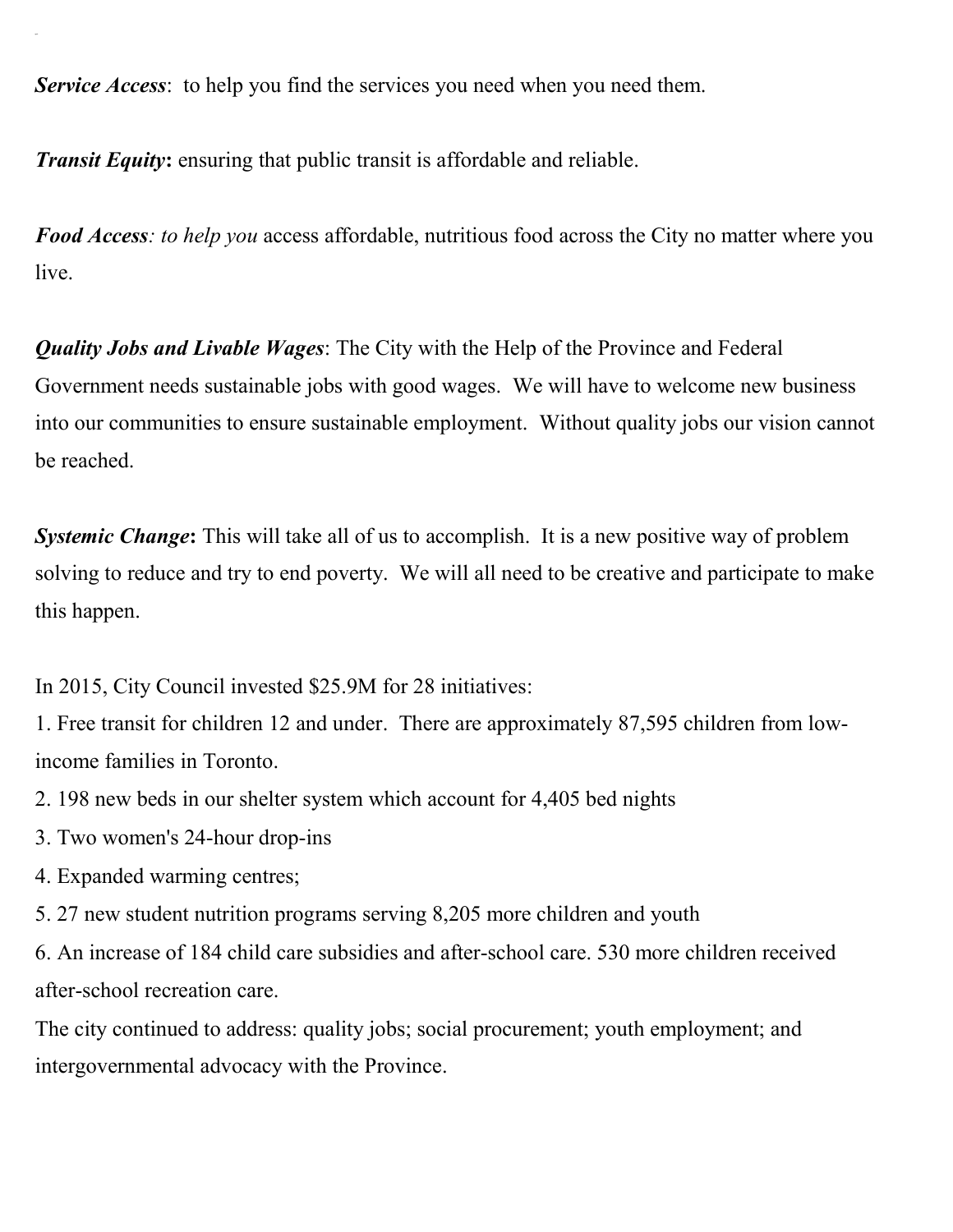***Service Access***:  to help you find the services you need when you need them.

***Transit Equity*****:** ensuring that public transit is affordable and reliable.

***Food Access****: to help you* access affordable, nutritious food across the City no matter where you live.

***Quality Jobs and Livable Wages***: The City with the Help of the Province and Federal Government needs sustainable jobs with good wages.  We will have to welcome new business into our communities to ensure sustainable employment.  Without quality jobs our vision cannot be reached.

***Systemic Change*****:** This will take all of us to accomplish.  It is a new positive way of problem solving to reduce and try to end poverty.  We will all need to be creative and participate to make this happen.

In 2015, City Council invested $25.9M for 28 initiatives:

1. Free transit for children 12 and under.  There are approximately 87,595 children from low-income families in Toronto.
2. 198 new beds in our shelter system which account for 4,405 bed nights
3. Two women's 24-hour drop-ins
4. Expanded warming centres;
5. 27 new student nutrition programs serving 8,205 more children and youth
6. An increase of 184 child care subsidies and after-school care. 530 more children received after-school recreation care.

The city continued to address: quality jobs; social procurement; youth employment; and intergovernmental advocacy with the Province.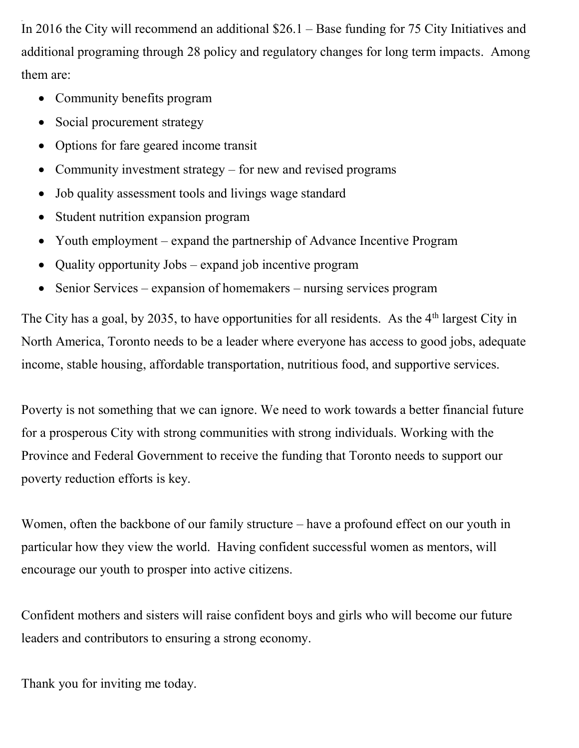In 2016 the City will recommend an additional $26.1 – Base funding for 75 City Initiatives and additional programing through 28 policy and regulatory changes for long term impacts. Among them are:

- Community benefits program
- Social procurement strategy
- Options for fare geared income transit
- Community investment strategy – for new and revised programs
- Job quality assessment tools and livings wage standard
- Student nutrition expansion program
- Youth employment – expand the partnership of Advance Incentive Program
- Quality opportunity Jobs – expand job incentive program
- Senior Services – expansion of homemakers – nursing services program

The City has a goal, by 2035, to have opportunities for all residents. As the 4th largest City in North America, Toronto needs to be a leader where everyone has access to good jobs, adequate income, stable housing, affordable transportation, nutritious food, and supportive services.

Poverty is not something that we can ignore. We need to work towards a better financial future for a prosperous City with strong communities with strong individuals. Working with the Province and Federal Government to receive the funding that Toronto needs to support our poverty reduction efforts is key.

Women, often the backbone of our family structure – have a profound effect on our youth in particular how they view the world. Having confident successful women as mentors, will encourage our youth to prosper into active citizens.

Confident mothers and sisters will raise confident boys and girls who will become our future leaders and contributors to ensuring a strong economy.

Thank you for inviting me today.